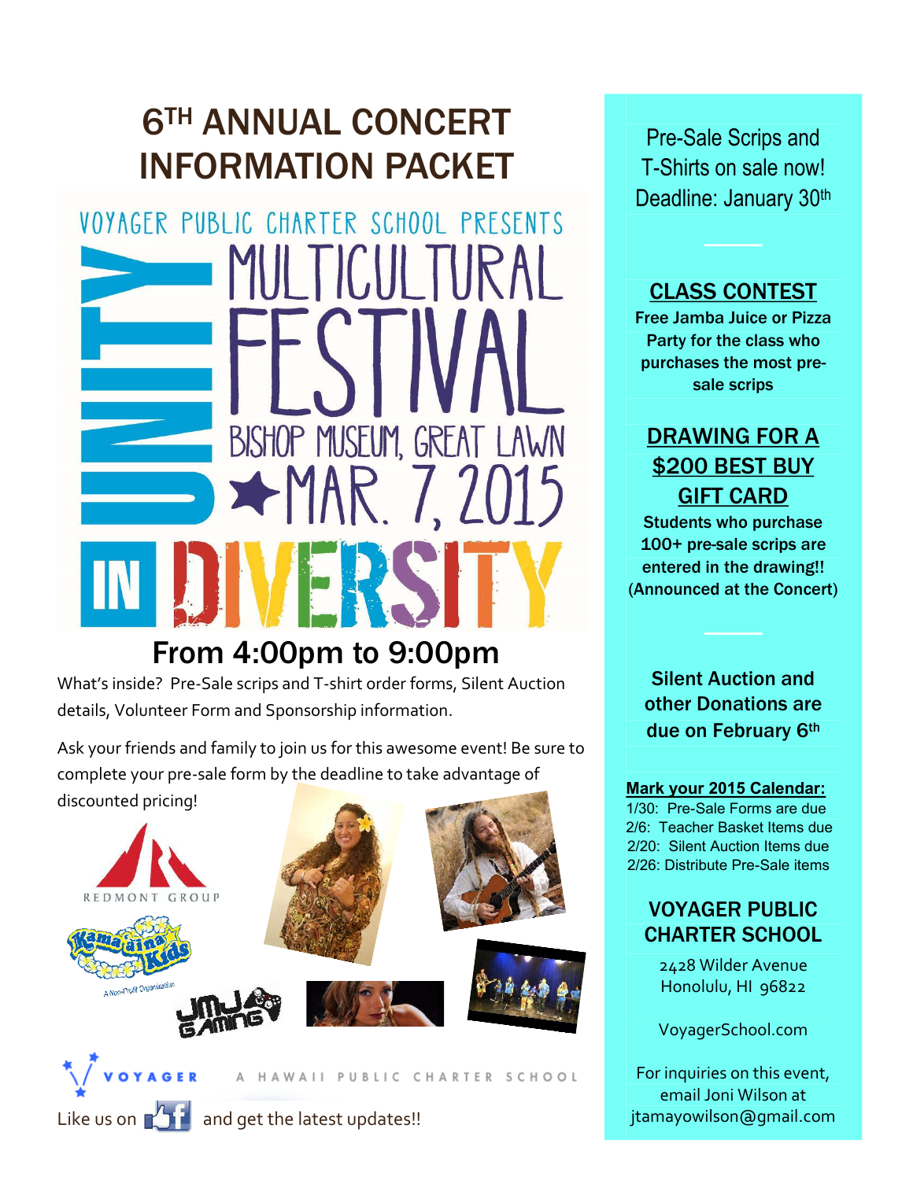# 6TH ANNUAL CONCERT INFORMATION PACKET

VOYAGER PUBLIC CHARTER SCHOOL PRESENTS

## UNITY IN DIVERSITY MULTICULTURAL FESTIVAL

BISHOP MUSEUM, GREAT LAWN

★ MAR. 7, 2015

### From 4:00pm to 9:00pm

What's inside? Pre-Sale scrips and T-shirt order forms, Silent Auction details, Volunteer Form and Sponsorship information.

Ask your friends and family to join us for this awesome event! Be sure to complete your pre-sale form by the deadline to take advantage of discounted pricing!

REDMONT GROUP

Kama'aina Kids — A Non-Profit Organization

JMJ GAMING

VOYAGER — A HAWAII PUBLIC CHARTER SCHOOL

Like us on Facebook and get the latest updates!!

---

Pre-Sale Scrips and T-Shirts on sale now! Deadline: January 30th

## CLASS CONTEST

**Free Jamba Juice or Pizza Party for the class who purchases the most pre-sale scrips**

## DRAWING FOR A $200 BEST BUY GIFT CARD

**Students who purchase 100+ pre-sale scrips are entered in the drawing!! (Announced at the Concert)**

**Silent Auction and other Donations are due on February 6th**

**Mark your 2015 Calendar:**

- 1/30: Pre-Sale Forms are due
- 2/6: Teacher Basket Items due
- 2/20: Silent Auction Items due
- 2/26: Distribute Pre-Sale items

## VOYAGER PUBLIC CHARTER SCHOOL

2428 Wilder Avenue
Honolulu, HI 96822

VoyagerSchool.com

For inquiries on this event, email Joni Wilson at jtamayowilson@gmail.com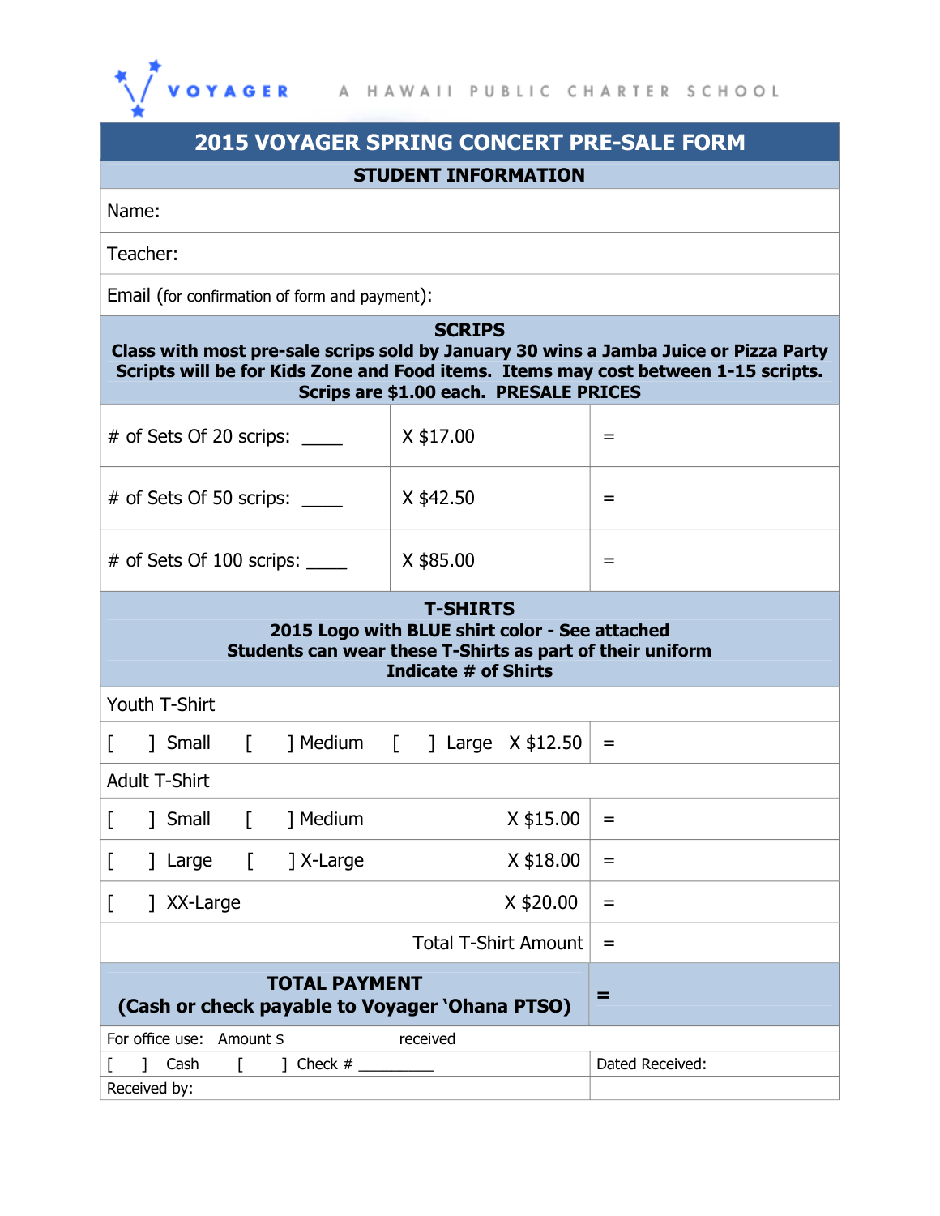VOYAGER A HAWAII PUBLIC CHARTER SCHOOL

# 2015 VOYAGER SPRING CONCERT PRE-SALE FORM

## STUDENT INFORMATION

Name:

Teacher:

Email (for confirmation of form and payment):

## SCRIPS

**Class with most pre-sale scrips sold by January 30 wins a Jamba Juice or Pizza Party**
**Scripts will be for Kids Zone and Food items. Items may cost between 1-15 scripts.**
**Scrips are $1.00 each. PRESALE PRICES**

| | | |
|---|---|---|
| # of Sets Of 20 scrips: ____ | X $17.00 | = |
| # of Sets Of 50 scrips: ____ | X $42.50 | = |
| # of Sets Of 100 scrips: ____ | X $85.00 | = |

## T-SHIRTS

**2015 Logo with BLUE shirt color - See attached**
**Students can wear these T-Shirts as part of their uniform**
**Indicate # of Shirts**

| | |
|---|---|
| Youth T-Shirt | |
| [ ] Small [ ] Medium [ ] Large X $12.50 | = |
| Adult T-Shirt | |
| [ ] Small [ ] Medium X $15.00 | = |
| [ ] Large [ ] X-Large X $18.00 | = |
| [ ] XX-Large X $20.00 | = |
| Total T-Shirt Amount | = |

| | |
|---|---|
| **TOTAL PAYMENT (Cash or check payable to Voyager 'Ohana PTSO)** | **=** |

| | |
|---|---|
| For office use: Amount $ received | |
| [ ] Cash [ ] Check # _________ | Dated Received: |
| Received by: | |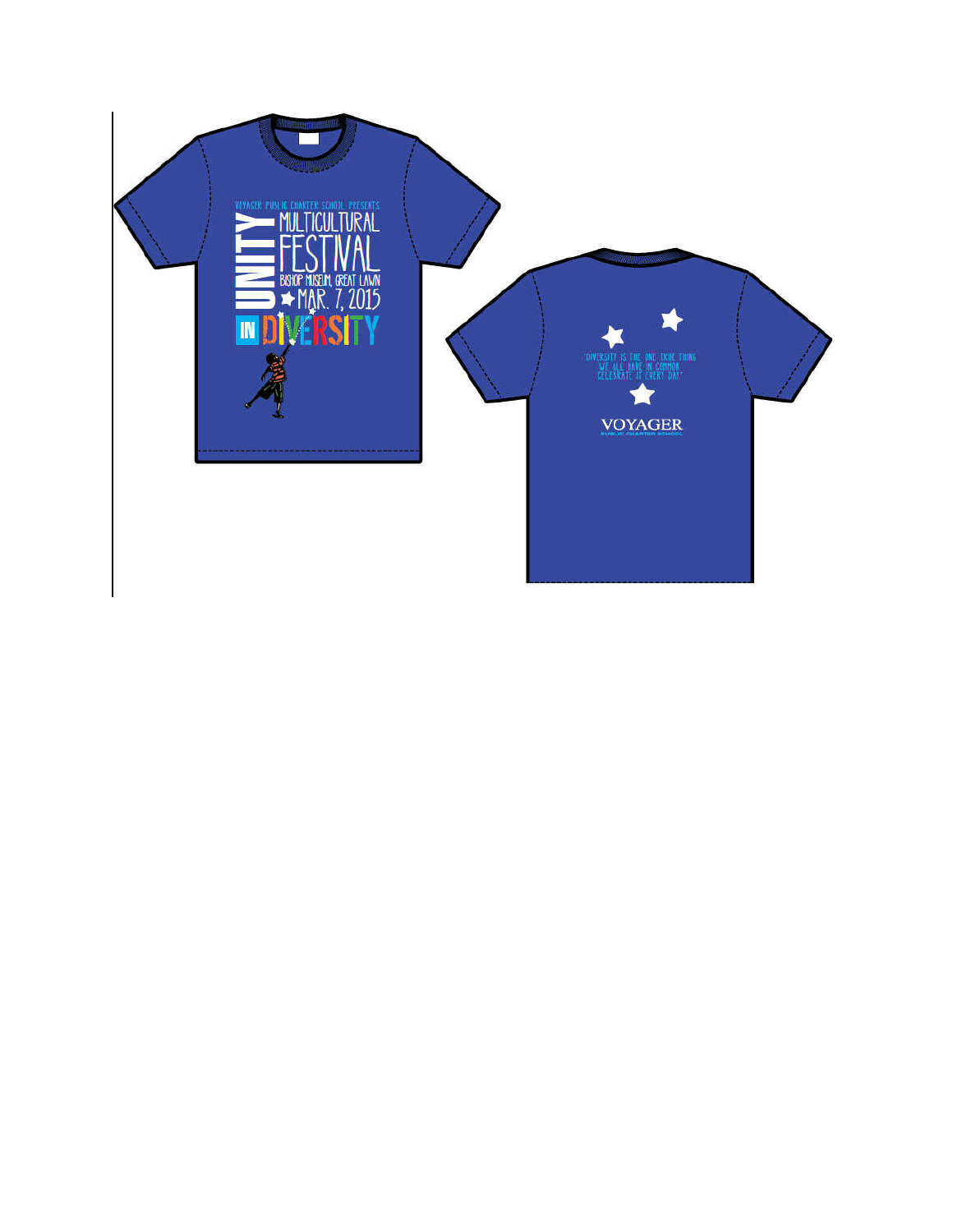VOYAGER PUBLIC CHARTER SCHOOL PRESENTS

UNITY MULTICULTURAL FESTIVAL

BISHOP MUSEUM, GREAT LAWN

MAR. 7, 2015

IN DIVERSITY

"DIVERSITY IS THE ONE TRUE THING WE ALL HAVE IN COMMON. CELEBRATE IT EVERY DAY."

VOYAGER

PUBLIC CHARTER SCHOOL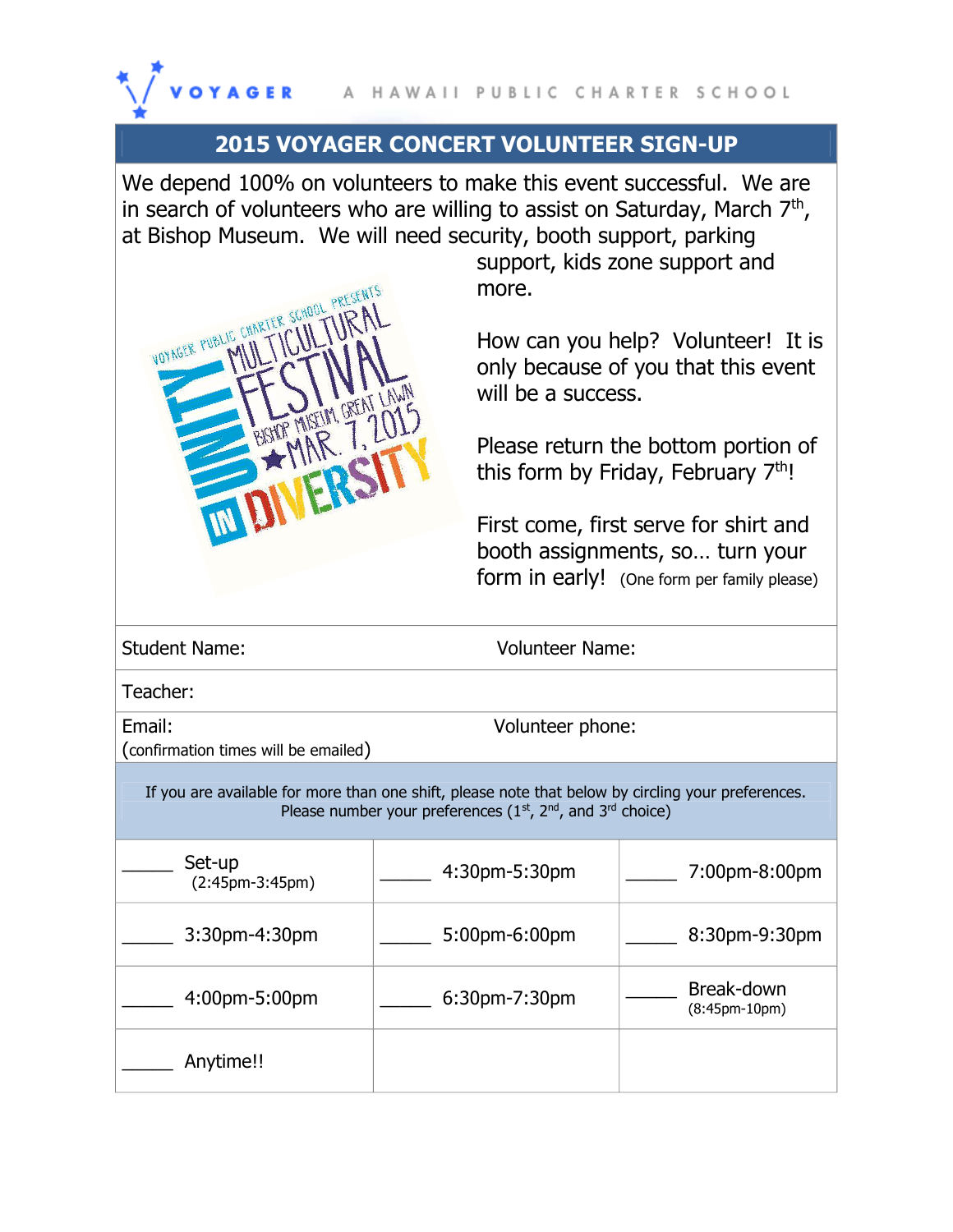VOYAGER A HAWAII PUBLIC CHARTER SCHOOL

## 2015 VOYAGER CONCERT VOLUNTEER SIGN-UP

We depend 100% on volunteers to make this event successful. We are in search of volunteers who are willing to assist on Saturday, March 7th, at Bishop Museum. We will need security, booth support, parking support, kids zone support and more.

VOYAGER PUBLIC CHARTER SCHOOL PRESENTS MULTICULTURAL FESTIVAL BISHOP MUSEUM, GREAT LAWN ★ MAR. 7, 2015 UNITY IN DIVERSITY

How can you help? Volunteer! It is only because of you that this event will be a success.

Please return the bottom portion of this form by Friday, February 7th!

First come, first serve for shirt and booth assignments, so… turn your form in early! (One form per family please)

| Student Name: | Volunteer Name: |
|---|---|
| Teacher: | |
| Email: (confirmation times will be emailed) | Volunteer phone: |

If you are available for more than one shift, please note that below by circling your preferences. Please number your preferences (1st, 2nd, and 3rd choice)

| | | |
|---|---|---|
| _____ Set-up (2:45pm-3:45pm) | _____ 4:30pm-5:30pm | _____ 7:00pm-8:00pm |
| _____ 3:30pm-4:30pm | _____ 5:00pm-6:00pm | _____ 8:30pm-9:30pm |
| _____ 4:00pm-5:00pm | _____ 6:30pm-7:30pm | _____ Break-down (8:45pm-10pm) |
| _____ Anytime!! | | |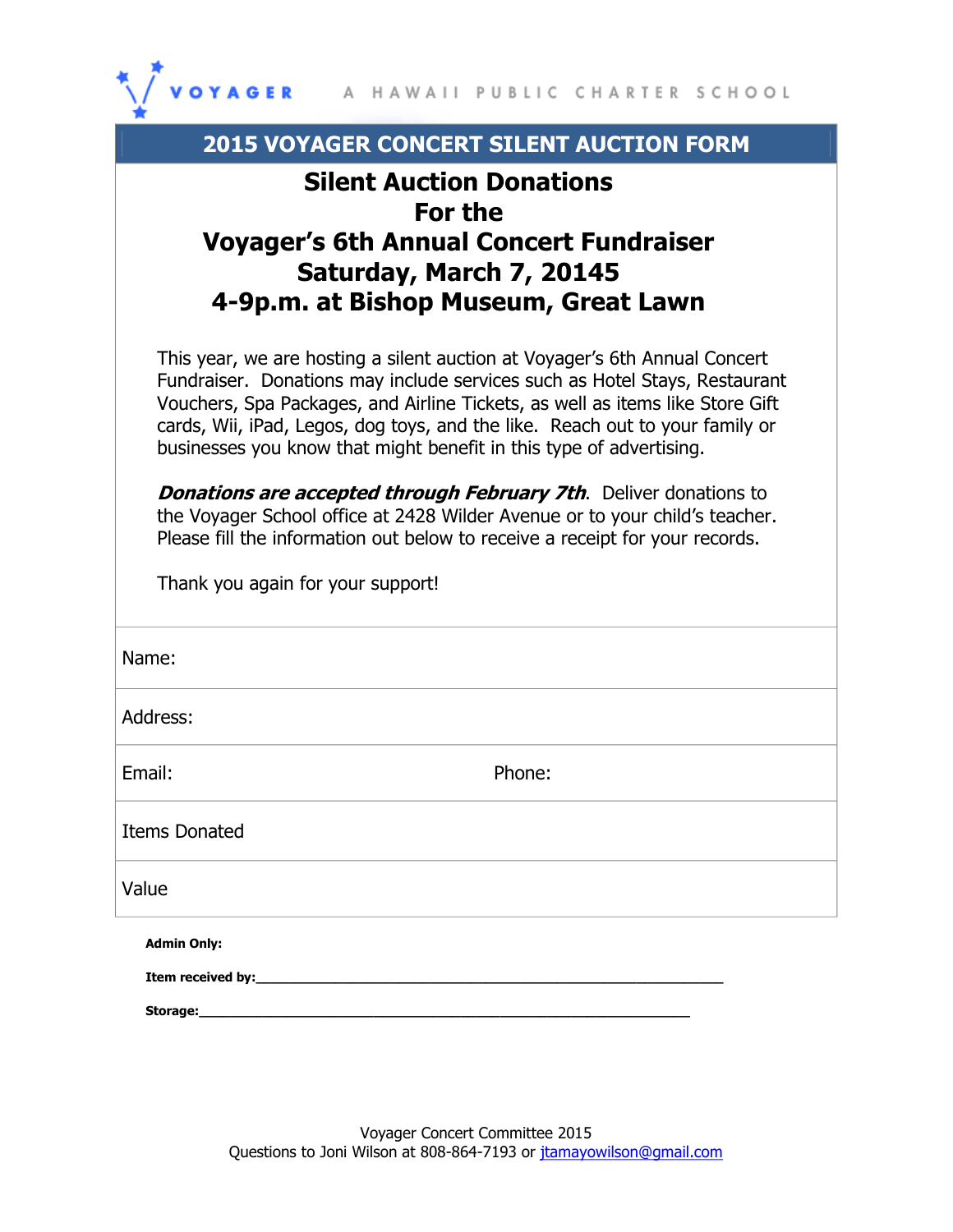VOYAGER A HAWAII PUBLIC CHARTER SCHOOL

## 2015 VOYAGER CONCERT SILENT AUCTION FORM

# Silent Auction Donations
# For the
# Voyager's 6th Annual Concert Fundraiser
# Saturday, March 7, 20145
# 4-9p.m. at Bishop Museum, Great Lawn

This year, we are hosting a silent auction at Voyager's 6th Annual Concert Fundraiser. Donations may include services such as Hotel Stays, Restaurant Vouchers, Spa Packages, and Airline Tickets, as well as items like Store Gift cards, Wii, iPad, Legos, dog toys, and the like. Reach out to your family or businesses you know that might benefit in this type of advertising.

***Donations are accepted through February 7th***. Deliver donations to the Voyager School office at 2428 Wilder Avenue or to your child's teacher. Please fill the information out below to receive a receipt for your records.

Thank you again for your support!

| Name: | |
|---|---|
| Address: | |
| Email: | Phone: |
| Items Donated | |
| Value | |

**Admin Only:**

**Item received by:**______________________________________________

**Storage:**______________________________________________

Voyager Concert Committee 2015
Questions to Joni Wilson at 808-864-7193 or jtamayowilson@gmail.com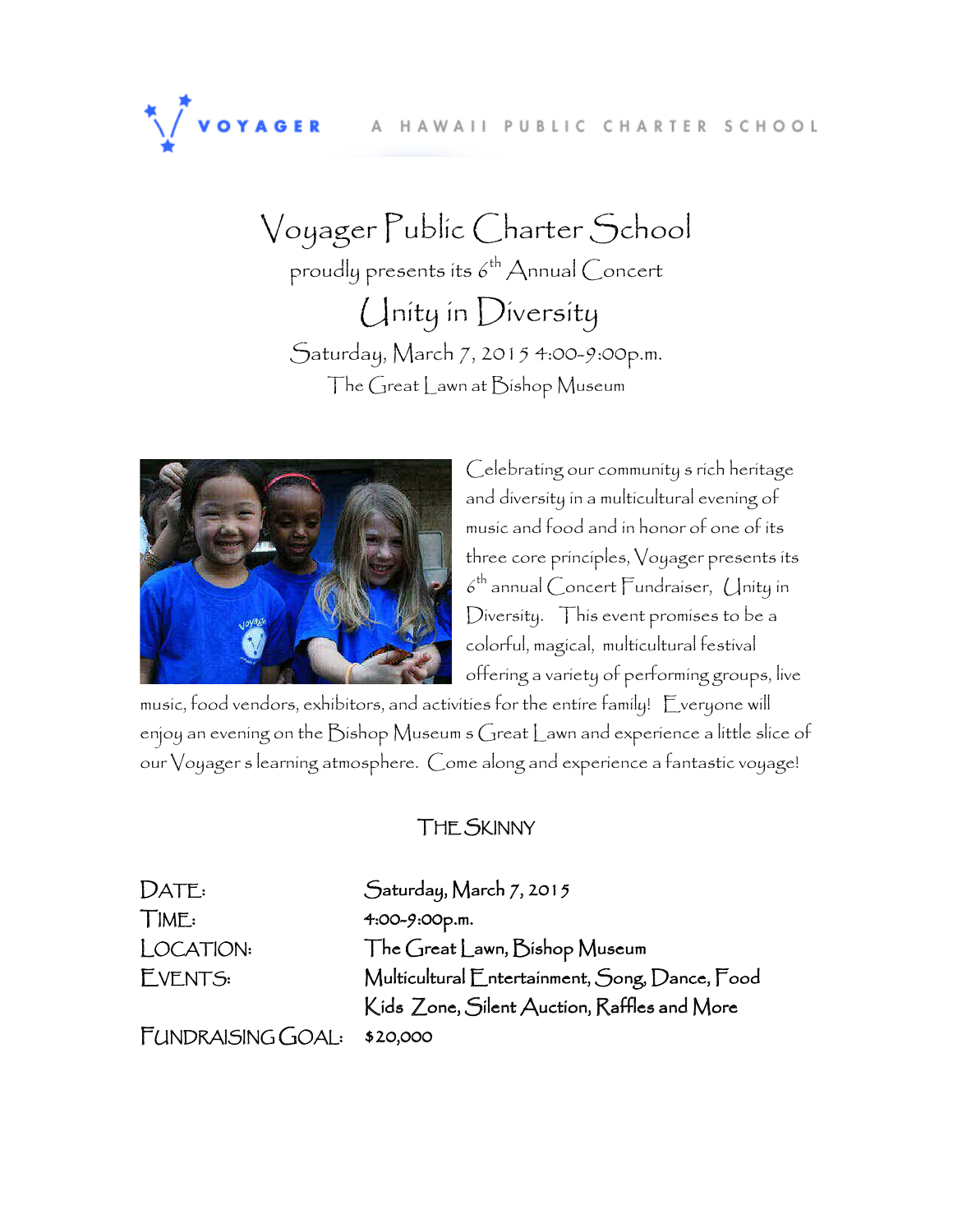VOYAGER A HAWAII PUBLIC CHARTER SCHOOL

# Voyager Public Charter School

proudly presents its 6th Annual Concert

## Unity in Diversity

Saturday, March 7, 2015 4:00-9:00p.m.

The Great Lawn at Bishop Museum

Celebrating our community s rich heritage and diversity in a multicultural evening of music and food and in honor of one of its three core principles, Voyager presents its 6th annual Concert Fundraiser, Unity in Diversity. This event promises to be a colorful, magical, multicultural festival offering a variety of performing groups, live music, food vendors, exhibitors, and activities for the entire family! Everyone will enjoy an evening on the Bishop Museum s Great Lawn and experience a little slice of our Voyager s learning atmosphere. Come along and experience a fantastic voyage!

### THE SKINNY

| | |
|---|---|
| DATE: | Saturday, March 7, 2015 |
| TIME: | 4:00-9:00p.m. |
| LOCATION: | The Great Lawn, Bishop Museum |
| EVENTS: | Multicultural Entertainment, Song, Dance, Food |
| | Kids Zone, Silent Auction, Raffles and More |
| FUNDRAISING GOAL: | $20,000 |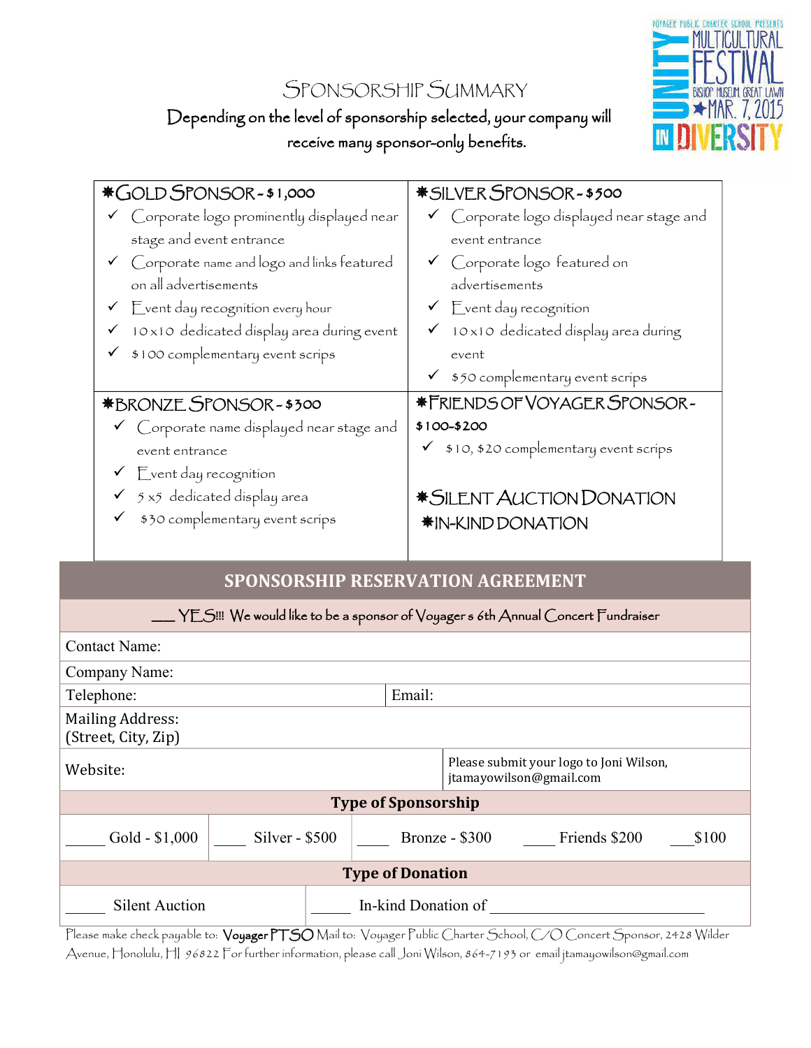VOYAGER PUBLIC CHARTER SCHOOL PRESENTS
UNITY IN DIVERSITY
MULTICULTURAL FESTIVAL
BISHOP MUSEUM GREAT LAWN
★MAR. 7, 2015

# Sponsorship Summary

Depending on the level of sponsorship selected, your company will receive many sponsor-only benefits.

| | |
|---|---|
| **✱Gold Sponsor - $1,000**<br>✓ Corporate logo prominently displayed near stage and event entrance<br>✓ Corporate name and logo and links featured on all advertisements<br>✓ Event day recognition every hour<br>✓ 10x10 dedicated display area during event<br>✓ $100 complementary event scrips | **✱Silver Sponsor - $500**<br>✓ Corporate logo displayed near stage and event entrance<br>✓ Corporate logo featured on advertisements<br>✓ Event day recognition<br>✓ 10x10 dedicated display area during event<br>✓ $50 complementary event scrips |
| **✱Bronze Sponsor - $300**<br>✓ Corporate name displayed near stage and event entrance<br>✓ Event day recognition<br>✓ 5 x5 dedicated display area<br>✓ $30 complementary event scrips | **✱Friends of Voyager Sponsor - $100-$200**<br>✓ $10, $20 complementary event scrips<br><br>**✱Silent Auction Donation**<br>**✱In-Kind Donation** |

## SPONSORSHIP RESERVATION AGREEMENT

___ YES!!! We would like to be a sponsor of Voyager s 6th Annual Concert Fundraiser

| | |
|---|---|
| Contact Name: | |
| Company Name: | |
| Telephone: | Email: |
| Mailing Address: (Street, City, Zip) | |
| Website: | Please submit your logo to Joni Wilson, jtamayowilson@gmail.com |

**Type of Sponsorship**

| | | | | |
|---|---|---|---|---|
| _____ Gold - $1,000 | ____ Silver - $500 | ____ Bronze - $300 | ____ Friends $200 | ____$100 |

**Type of Donation**

| | |
|---|---|
| _____ Silent Auction | _____ In-kind Donation of ___________________________ |

Please make check payable to: Voyager PTSO Mail to: Voyager Public Charter School, C/O Concert Sponsor, 2428 Wilder Avenue, Honolulu, HI 96822 For further information, please call Joni Wilson, 864-7193 or email jtamayowilson@gmail.com